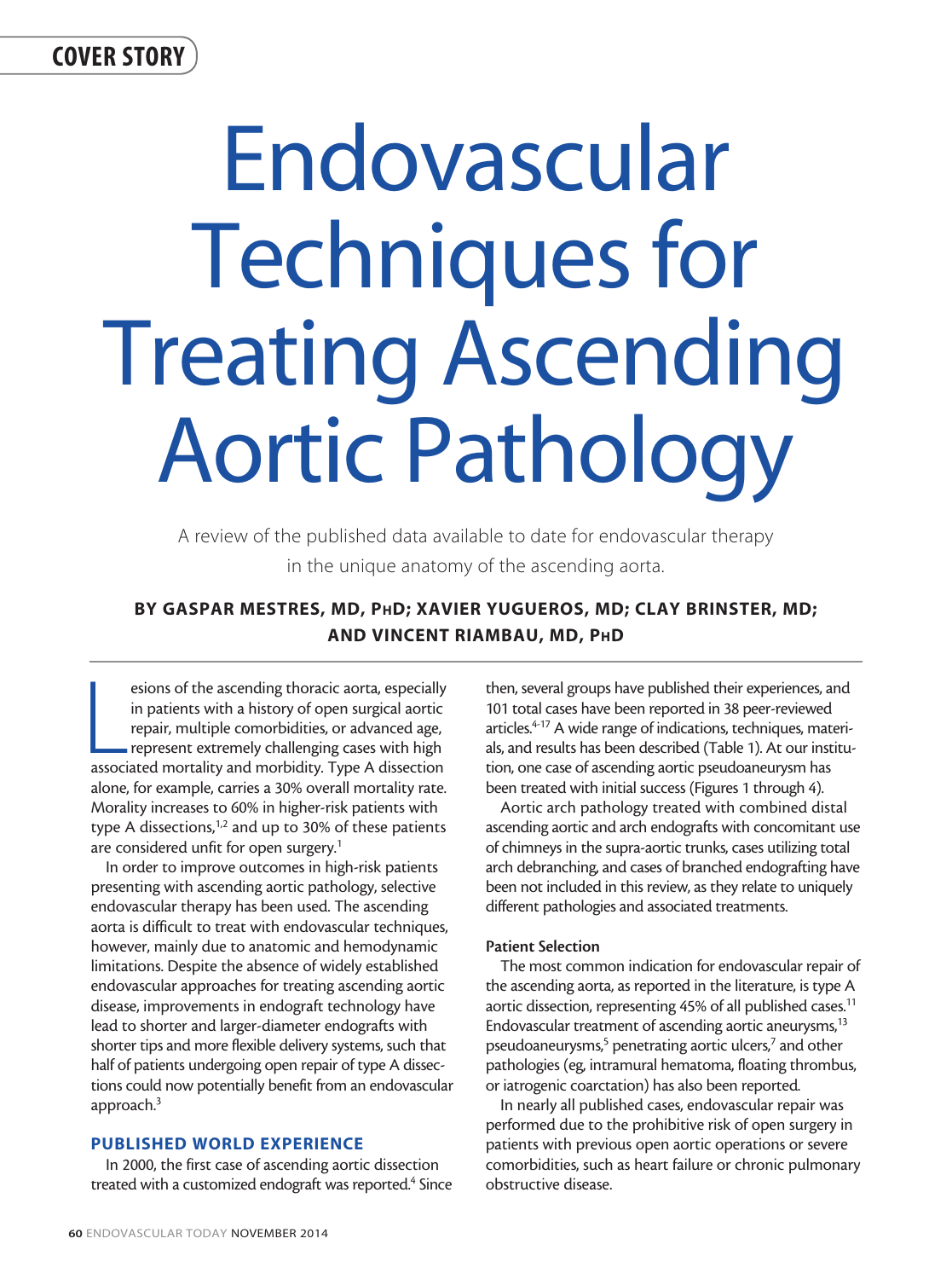COVER STORY

# Endovascular Techniques for Treating Ascending Aortic Pathology

A review of the published data available to date for endovascular therapy in the unique anatomy of the ascending aorta.

**BY GASPAR MESTRES, MD, PHD; XAVIER YUGUEROS, MD; CLAY BRINSTER, MD; AND VINCENT RIAMBAU, MD, PHD**

Lesions of the ascending thoracic aorta, especially in patients with a history of open surgical aortic repair, multiple comorbidities, or advanced age, represent extremely challenging cases with high associated mortality and morbidity. Type A dissection alone, for example, carries a 30% overall mortality rate. Morality increases to 60% in higher-risk patients with type A dissections,[1,2] and up to 30% of these patients are considered unfit for open surgery.[1]

In order to improve outcomes in high-risk patients presenting with ascending aortic pathology, selective endovascular therapy has been used. The ascending aorta is difficult to treat with endovascular techniques, however, mainly due to anatomic and hemodynamic limitations. Despite the absence of widely established endovascular approaches for treating ascending aortic disease, improvements in endograft technology have lead to shorter and larger-diameter endografts with shorter tips and more flexible delivery systems, such that half of patients undergoing open repair of type A dissections could now potentially benefit from an endovascular approach.[3]

## PUBLISHED WORLD EXPERIENCE

In 2000, the first case of ascending aortic dissection treated with a customized endograft was reported.[4] Since then, several groups have published their experiences, and 101 total cases have been reported in 38 peer-reviewed articles.[4-17] A wide range of indications, techniques, materials, and results has been described (Table 1). At our institution, one case of ascending aortic pseudoaneurysm has been treated with initial success (Figures 1 through 4).

Aortic arch pathology treated with combined distal ascending aortic and arch endografts with concomitant use of chimneys in the supra-aortic trunks, cases utilizing total arch debranching, and cases of branched endografting have been not included in this review, as they relate to uniquely different pathologies and associated treatments.

### Patient Selection

The most common indication for endovascular repair of the ascending aorta, as reported in the literature, is type A aortic dissection, representing 45% of all published cases.[11] Endovascular treatment of ascending aortic aneurysms,[13] pseudoaneurysms,[5] penetrating aortic ulcers,[7] and other pathologies (eg, intramural hematoma, floating thrombus, or iatrogenic coarctation) has also been reported.

In nearly all published cases, endovascular repair was performed due to the prohibitive risk of open surgery in patients with previous open aortic operations or severe comorbidities, such as heart failure or chronic pulmonary obstructive disease.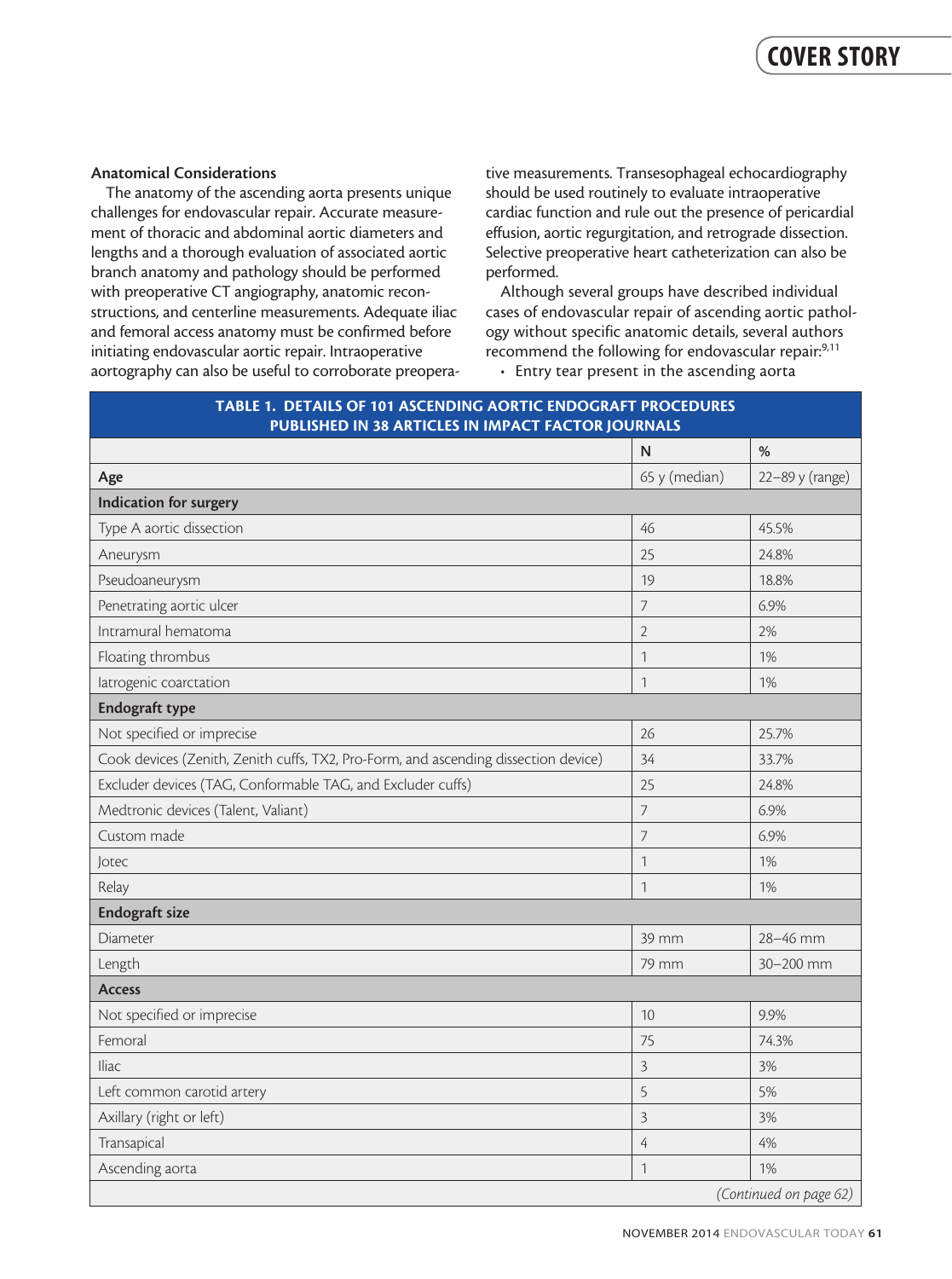### Anatomical Considerations

The anatomy of the ascending aorta presents unique challenges for endovascular repair. Accurate measurement of thoracic and abdominal aortic diameters and lengths and a thorough evaluation of associated aortic branch anatomy and pathology should be performed with preoperative CT angiography, anatomic reconstructions, and centerline measurements. Adequate iliac and femoral access anatomy must be confirmed before initiating endovascular aortic repair. Intraoperative aortography can also be useful to corroborate preoperative measurements. Transesophageal echocardiography should be used routinely to evaluate intraoperative cardiac function and rule out the presence of pericardial effusion, aortic regurgitation, and retrograde dissection. Selective preoperative heart catheterization can also be performed.

Although several groups have described individual cases of endovascular repair of ascending aortic pathology without specific anatomic details, several authors recommend the following for endovascular repair:[9,11]

- Entry tear present in the ascending aorta

| TABLE 1. DETAILS OF 101 ASCENDING AORTIC ENDOGRAFT PROCEDURES PUBLISHED IN 38 ARTICLES IN IMPACT FACTOR JOURNALS | | |
|---|---|---|
| | **N** | **%** |
| **Age** | 65 y (median) | 22–89 y (range) |
| **Indication for surgery** | | |
| Type A aortic dissection | 46 | 45.5% |
| Aneurysm | 25 | 24.8% |
| Pseudoaneurysm | 19 | 18.8% |
| Penetrating aortic ulcer | 7 | 6.9% |
| Intramural hematoma | 2 | 2% |
| Floating thrombus | 1 | 1% |
| Iatrogenic coarctation | 1 | 1% |
| **Endograft type** | | |
| Not specified or imprecise | 26 | 25.7% |
| Cook devices (Zenith, Zenith cuffs, TX2, Pro-Form, and ascending dissection device) | 34 | 33.7% |
| Excluder devices (TAG, Conformable TAG, and Excluder cuffs) | 25 | 24.8% |
| Medtronic devices (Talent, Valiant) | 7 | 6.9% |
| Custom made | 7 | 6.9% |
| Jotec | 1 | 1% |
| Relay | 1 | 1% |
| **Endograft size** | | |
| Diameter | 39 mm | 28–46 mm |
| Length | 79 mm | 30–200 mm |
| **Access** | | |
| Not specified or imprecise | 10 | 9.9% |
| Femoral | 75 | 74.3% |
| Iliac | 3 | 3% |
| Left common carotid artery | 5 | 5% |
| Axillary (right or left) | 3 | 3% |
| Transapical | 4 | 4% |
| Ascending aorta | 1 | 1% |

*(Continued on page 62)*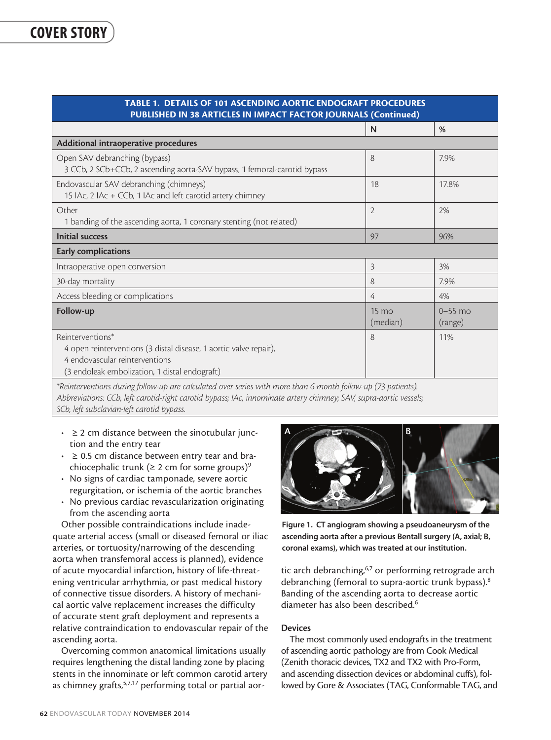| TABLE 1. DETAILS OF 101 ASCENDING AORTIC ENDOGRAFT PROCEDURES PUBLISHED IN 38 ARTICLES IN IMPACT FACTOR JOURNALS (Continued) | | |
|---|---|---|
| | N | % |
| **Additional intraoperative procedures** | | |
| Open SAV debranching (bypass)<br>3 CCb, 2 SCb+CCb, 2 ascending aorta-SAV bypass, 1 femoral-carotid bypass | 8 | 7.9% |
| Endovascular SAV debranching (chimneys)<br>15 IAc, 2 IAc + CCb, 1 IAc and left carotid artery chimney | 18 | 17.8% |
| Other<br>1 banding of the ascending aorta, 1 coronary stenting (not related) | 2 | 2% |
| **Initial success** | 97 | 96% |
| **Early complications** | | |
| Intraoperative open conversion | 3 | 3% |
| 30-day mortality | 8 | 7.9% |
| Access bleeding or complications | 4 | 4% |
| **Follow-up** | 15 mo (median) | 0–55 mo (range) |
| Reinterventions*<br>4 open reinterventions (3 distal disease, 1 aortic valve repair),<br>4 endovascular reinterventions<br>(3 endoleak embolization, 1 distal endograft) | 8 | 11% |

*\*Reinterventions during follow-up are calculated over series with more than 6-month follow-up (73 patients).*
*Abbreviations: CCb, left carotid-right carotid bypass; IAc, innominate artery chimney; SAV, supra-aortic vessels; SCb, left subclavian-left carotid bypass.*

- ≥ 2 cm distance between the sinotubular junction and the entry tear
- ≥ 0.5 cm distance between entry tear and brachiocephalic trunk (≥ 2 cm for some groups)[9]
- No signs of cardiac tamponade, severe aortic regurgitation, or ischemia of the aortic branches
- No previous cardiac revascularization originating from the ascending aorta

Other possible contraindications include inadequate arterial access (small or diseased femoral or iliac arteries, or tortuosity/narrowing of the descending aorta when transfemoral access is planned), evidence of acute myocardial infarction, history of life-threatening ventricular arrhythmia, or past medical history of connective tissue disorders. A history of mechanical aortic valve replacement increases the difficulty of accurate stent graft deployment and represents a relative contraindication to endovascular repair of the ascending aorta.

Overcoming common anatomical limitations usually requires lengthening the distal landing zone by placing stents in the innominate or left common carotid artery as chimney grafts,[5,7,17] performing total or partial aortic arch debranching,[6,7] or performing retrograde arch debranching (femoral to supra-aortic trunk bypass).[8] Banding of the ascending aorta to decrease aortic diameter has also been described.[6]

**Figure 1. CT angiogram showing a pseudoaneurysm of the ascending aorta after a previous Bentall surgery (A, axial; B, coronal exams), which was treated at our institution.**

### Devices

The most commonly used endografts in the treatment of ascending aortic pathology are from Cook Medical (Zenith thoracic devices, TX2 and TX2 with Pro-Form, and ascending dissection devices or abdominal cuffs), followed by Gore & Associates (TAG, Conformable TAG, and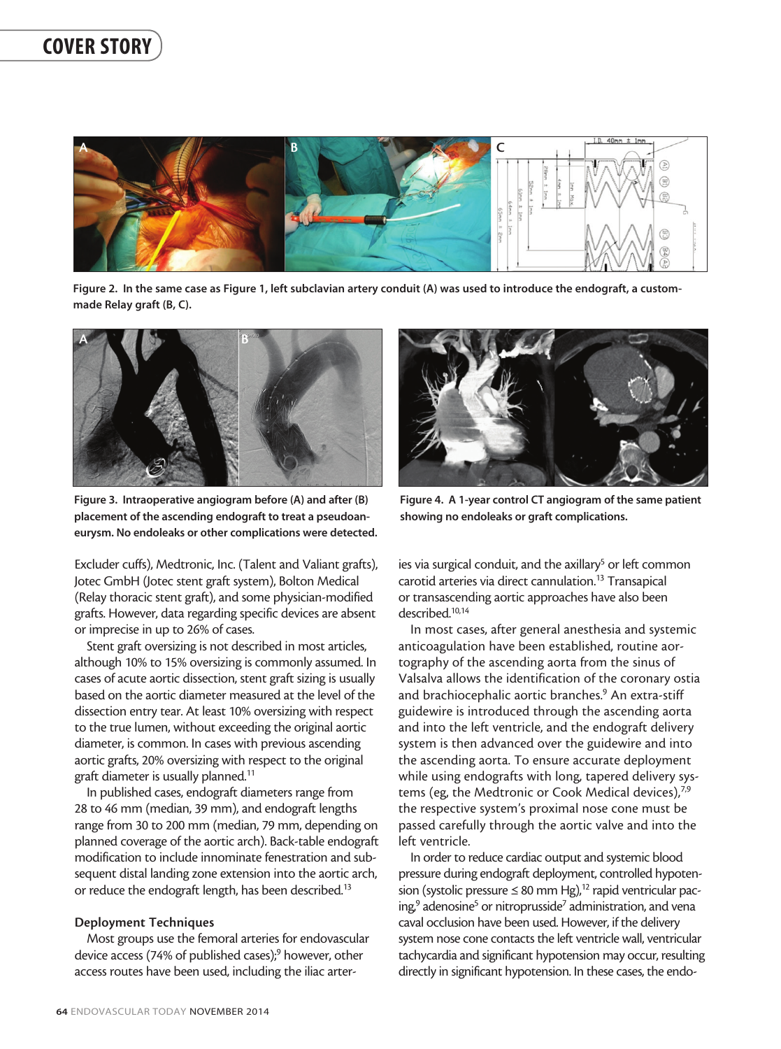**Figure 2. In the same case as Figure 1, left subclavian artery conduit (A) was used to introduce the endograft, a custom-made Relay graft (B, C).**

**Figure 3. Intraoperative angiogram before (A) and after (B) placement of the ascending endograft to treat a pseudoaneurysm. No endoleaks or other complications were detected.**

**Figure 4. A 1-year control CT angiogram of the same patient showing no endoleaks or graft complications.**

Excluder cuffs), Medtronic, Inc. (Talent and Valiant grafts), Jotec GmbH (Jotec stent graft system), Bolton Medical (Relay thoracic stent graft), and some physician-modified grafts. However, data regarding specific devices are absent or imprecise in up to 26% of cases.

Stent graft oversizing is not described in most articles, although 10% to 15% oversizing is commonly assumed. In cases of acute aortic dissection, stent graft sizing is usually based on the aortic diameter measured at the level of the dissection entry tear. At least 10% oversizing with respect to the true lumen, without exceeding the original aortic diameter, is common. In cases with previous ascending aortic grafts, 20% oversizing with respect to the original graft diameter is usually planned.[11]

In published cases, endograft diameters range from 28 to 46 mm (median, 39 mm), and endograft lengths range from 30 to 200 mm (median, 79 mm, depending on planned coverage of the aortic arch). Back-table endograft modification to include innominate fenestration and subsequent distal landing zone extension into the aortic arch, or reduce the endograft length, has been described.[13]

### Deployment Techniques

Most groups use the femoral arteries for endovascular device access (74% of published cases);[9] however, other access routes have been used, including the iliac arteries via surgical conduit, and the axillary[5] or left common carotid arteries via direct cannulation.[13] Transapical or transascending aortic approaches have also been described.[10,14]

In most cases, after general anesthesia and systemic anticoagulation have been established, routine aortography of the ascending aorta from the sinus of Valsalva allows the identification of the coronary ostia and brachiocephalic aortic branches.[9] An extra-stiff guidewire is introduced through the ascending aorta and into the left ventricle, and the endograft delivery system is then advanced over the guidewire and into the ascending aorta. To ensure accurate deployment while using endografts with long, tapered delivery systems (eg, the Medtronic or Cook Medical devices),[7,9] the respective system's proximal nose cone must be passed carefully through the aortic valve and into the left ventricle.

In order to reduce cardiac output and systemic blood pressure during endograft deployment, controlled hypotension (systolic pressure ≤ 80 mm Hg),[12] rapid ventricular pacing,[9] adenosine[5] or nitroprusside[7] administration, and vena caval occlusion have been used. However, if the delivery system nose cone contacts the left ventricle wall, ventricular tachycardia and significant hypotension may occur, resulting directly in significant hypotension. In these cases, the endo-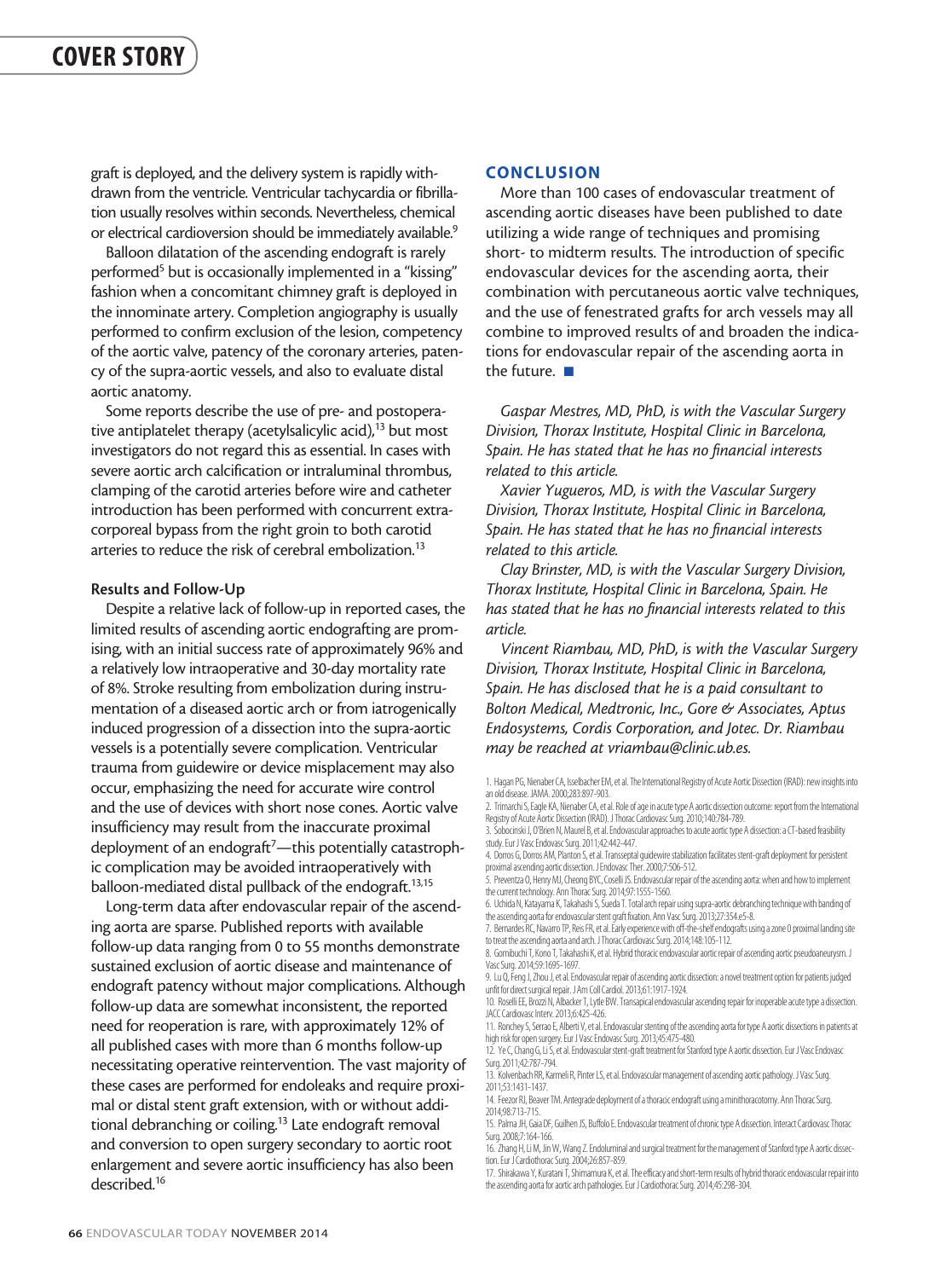graft is deployed, and the delivery system is rapidly withdrawn from the ventricle. Ventricular tachycardia or fibrillation usually resolves within seconds. Nevertheless, chemical or electrical cardioversion should be immediately available.[9]

Balloon dilatation of the ascending endograft is rarely performed[5] but is occasionally implemented in a "kissing" fashion when a concomitant chimney graft is deployed in the innominate artery. Completion angiography is usually performed to confirm exclusion of the lesion, competency of the aortic valve, patency of the coronary arteries, patency of the supra-aortic vessels, and also to evaluate distal aortic anatomy.

Some reports describe the use of pre- and postoperative antiplatelet therapy (acetylsalicylic acid),[13] but most investigators do not regard this as essential. In cases with severe aortic arch calcification or intraluminal thrombus, clamping of the carotid arteries before wire and catheter introduction has been performed with concurrent extracorporeal bypass from the right groin to both carotid arteries to reduce the risk of cerebral embolization.[13]

### Results and Follow-Up

Despite a relative lack of follow-up in reported cases, the limited results of ascending aortic endografting are promising, with an initial success rate of approximately 96% and a relatively low intraoperative and 30-day mortality rate of 8%. Stroke resulting from embolization during instrumentation of a diseased aortic arch or from iatrogenically induced progression of a dissection into the supra-aortic vessels is a potentially severe complication. Ventricular trauma from guidewire or device misplacement may also occur, emphasizing the need for accurate wire control and the use of devices with short nose cones. Aortic valve insufficiency may result from the inaccurate proximal deployment of an endograft[7]—this potentially catastrophic complication may be avoided intraoperatively with balloon-mediated distal pullback of the endograft.[13,15]

Long-term data after endovascular repair of the ascending aorta are sparse. Published reports with available follow-up data ranging from 0 to 55 months demonstrate sustained exclusion of aortic disease and maintenance of endograft patency without major complications. Although follow-up data are somewhat inconsistent, the reported need for reoperation is rare, with approximately 12% of all published cases with more than 6 months follow-up necessitating operative reintervention. The vast majority of these cases are performed for endoleaks and require proximal or distal stent graft extension, with or without additional debranching or coiling.[13] Late endograft removal and conversion to open surgery secondary to aortic root enlargement and severe aortic insufficiency has also been described.[16]

## CONCLUSION

More than 100 cases of endovascular treatment of ascending aortic diseases have been published to date utilizing a wide range of techniques and promising short- to midterm results. The introduction of specific endovascular devices for the ascending aorta, their combination with percutaneous aortic valve techniques, and the use of fenestrated grafts for arch vessels may all combine to improved results of and broaden the indications for endovascular repair of the ascending aorta in the future. ■

*Gaspar Mestres, MD, PhD, is with the Vascular Surgery Division, Thorax Institute, Hospital Clinic in Barcelona, Spain. He has stated that he has no financial interests related to this article.*

*Xavier Yugueros, MD, is with the Vascular Surgery Division, Thorax Institute, Hospital Clinic in Barcelona, Spain. He has stated that he has no financial interests related to this article.*

*Clay Brinster, MD, is with the Vascular Surgery Division, Thorax Institute, Hospital Clinic in Barcelona, Spain. He has stated that he has no financial interests related to this article.*

*Vincent Riambau, MD, PhD, is with the Vascular Surgery Division, Thorax Institute, Hospital Clinic in Barcelona, Spain. He has disclosed that he is a paid consultant to Bolton Medical, Medtronic, Inc., Gore & Associates, Aptus Endosystems, Cordis Corporation, and Jotec. Dr. Riambau may be reached at vriambau@clinic.ub.es.*

1. Hagan PG, Nienaber CA, Isselbacher EM, et al. The International Registry of Acute Aortic Dissection (IRAD): new insights into an old disease. JAMA. 2000;283:897-903.
2. Trimarchi S, Eagle KA, Nienaber CA, et al. Role of age in acute type A aortic dissection outcome: report from the International Registry of Acute Aortic Dissection (IRAD). J Thorac Cardiovasc Surg. 2010;140:784-789.
3. Sobocinski J, O'Brien N, Maurel B, et al. Endovascular approaches to acute aortic type A dissection: a CT-based feasibility study. Eur J Vasc Endovasc Surg. 2011;42:442-447.
4. Dorros G, Dorros AM, Planton S, et al. Transseptal guidewire stabilization facilitates stent-graft deployment for persistent proximal ascending aortic dissection. J Endovasc Ther. 2000;7:506-512.
5. Preventza O, Henry MJ, Cheong BYC, Coselli JS. Endovascular repair of the ascending aorta: when and how to implement the current technology. Ann Thorac Surg. 2014;97:1555-1560.
6. Uchida N, Katayama K, Takahashi S, Sueda T. Total arch repair using supra-aortic debranching technique with banding of the ascending aorta for endovascular stent graft fixation. Ann Vasc Surg. 2013;27:354.e5-8.
7. Bernardes RC, Navarro TP, Reis FR, et al. Early experience with off-the-shelf endografts using a zone 0 proximal landing site to treat the ascending aorta and arch. J Thorac Cardiovasc Surg. 2014;148:105-112.
8. Gomibuchi T, Kono T, Takahashi K, et al. Hybrid thoracic endovascular aortic repair of ascending aortic pseudoaneurysm. J Vasc Surg. 2014;59:1695-1697.
9. Lu Q, Feng J, Zhou J, et al. Endovascular repair of ascending aortic dissection: a novel treatment option for patients judged unfit for direct surgical repair. J Am Coll Cardiol. 2013;61:1917-1924.
10. Roselli EE, Brozzi N, Albacker T, Lytle BW. Transapical endovascular ascending repair for inoperable acute type a dissection. JACC Cardiovasc Interv. 2013;6:425-426.
11. Ronchey S, Serrao E, Alberti V, et al. Endovascular stenting of the ascending aorta for type A aortic dissections in patients at high risk for open surgery. Eur J Vasc Endovasc Surg. 2013;45:475-480.
12. Ye C, Chang G, Li S, et al. Endovascular stent-graft treatment for Stanford type A aortic dissection. Eur J Vasc Endovasc Surg. 2011;42:787-794.
13. Kolvenbach RR, Karmeli R, Pinter LS, et al. Endovascular management of ascending aortic pathology. J Vasc Surg. 2011;53:1431-1437.
14. Feezor RJ, Beaver TM. Antegrade deployment of a thoracic endograft using a minithoracotomy. Ann Thorac Surg. 2014;98:713-715.
15. Palma JH, Gaia DF, Guilhen JS, Buffolo E. Endovascular treatment of chronic type A dissection. Interact Cardiovasc Thorac Surg. 2008;7:164-166.
16. Zhang H, Li M, Jin W, Wang Z. Endoluminal and surgical treatment for the management of Stanford type A aortic dissection. Eur J Cardiothorac Surg. 2004;26:857-859.
17. Shirakawa Y, Kuratani T, Shimamura K, et al. The efficacy and short-term results of hybrid thoracic endovascular repair into the ascending aorta for aortic arch pathologies. Eur J Cardiothorac Surg. 2014;45:298-304.